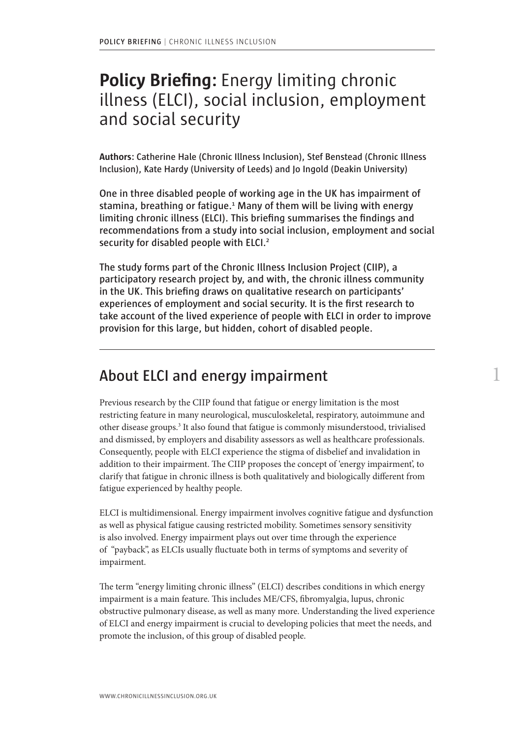# **Policy Briefing:** Energy limiting chronic illness (ELCI), social inclusion, employment and social security

**Authors**: Catherine Hale (Chronic Illness Inclusion), Stef Benstead (Chronic Illness Inclusion), Kate Hardy (University of Leeds) and Jo Ingold (Deakin University)

One in three disabled people of working age in the UK has impairment of stamina, breathing or fatigue.[1] Many of them will be living with energy limiting chronic illness (ELCI). This briefing summarises the findings and recommendations from a study into social inclusion, employment and social security for disabled people with ELCI.[2]

The study forms part of the Chronic Illness Inclusion Project (CIIP), a participatory research project by, and with, the chronic illness community in the UK. This briefing draws on qualitative research on participants' experiences of employment and social security. It is the first research to take account of the lived experience of people with ELCI in order to improve provision for this large, but hidden, cohort of disabled people.

## About ELCI and energy impairment

Previous research by the CIIP found that fatigue or energy limitation is the most restricting feature in many neurological, musculoskeletal, respiratory, autoimmune and other disease groups.[3] It also found that fatigue is commonly misunderstood, trivialised and dismissed, by employers and disability assessors as well as healthcare professionals. Consequently, people with ELCI experience the stigma of disbelief and invalidation in addition to their impairment. The CIIP proposes the concept of 'energy impairment', to clarify that fatigue in chronic illness is both qualitatively and biologically different from fatigue experienced by healthy people.

ELCI is multidimensional. Energy impairment involves cognitive fatigue and dysfunction as well as physical fatigue causing restricted mobility. Sometimes sensory sensitivity is also involved. Energy impairment plays out over time through the experience of "payback", as ELCIs usually fluctuate both in terms of symptoms and severity of impairment.

The term "energy limiting chronic illness" (ELCI) describes conditions in which energy impairment is a main feature. This includes ME/CFS, fibromyalgia, lupus, chronic obstructive pulmonary disease, as well as many more. Understanding the lived experience of ELCI and energy impairment is crucial to developing policies that meet the needs, and promote the inclusion, of this group of disabled people.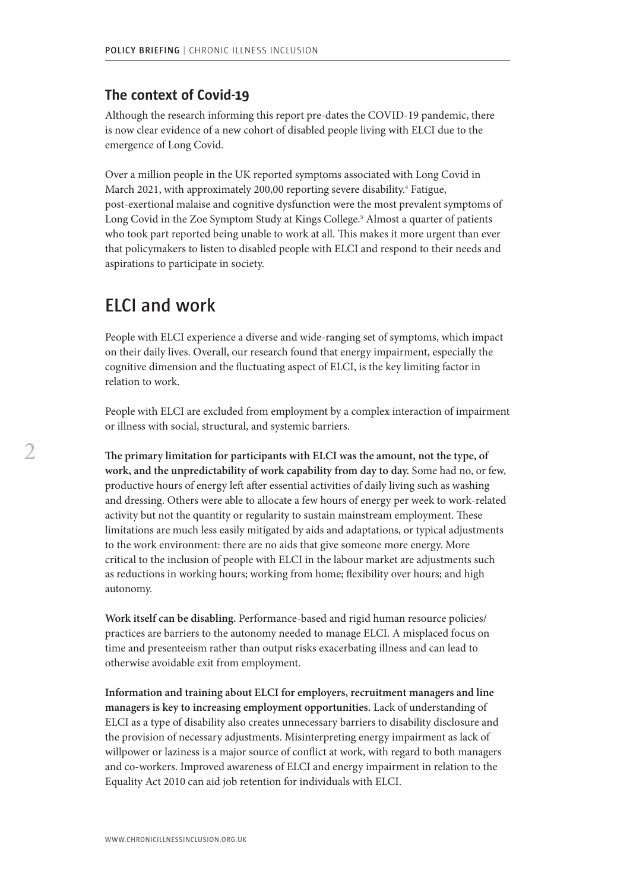## The context of Covid-19

Although the research informing this report pre-dates the COVID-19 pandemic, there is now clear evidence of a new cohort of disabled people living with ELCI due to the emergence of Long Covid.

Over a million people in the UK reported symptoms associated with Long Covid in March 2021, with approximately 200,00 reporting severe disability.[4] Fatigue, post-exertional malaise and cognitive dysfunction were the most prevalent symptoms of Long Covid in the Zoe Symptom Study at Kings College.[5] Almost a quarter of patients who took part reported being unable to work at all. This makes it more urgent than ever that policymakers to listen to disabled people with ELCI and respond to their needs and aspirations to participate in society.

# ELCI and work

People with ELCI experience a diverse and wide-ranging set of symptoms, which impact on their daily lives. Overall, our research found that energy impairment, especially the cognitive dimension and the fluctuating aspect of ELCI, is the key limiting factor in relation to work.

People with ELCI are excluded from employment by a complex interaction of impairment or illness with social, structural, and systemic barriers.

**The primary limitation for participants with ELCI was the amount, not the type, of work, and the unpredictability of work capability from day to day.** Some had no, or few, productive hours of energy left after essential activities of daily living such as washing and dressing. Others were able to allocate a few hours of energy per week to work-related activity but not the quantity or regularity to sustain mainstream employment. These limitations are much less easily mitigated by aids and adaptations, or typical adjustments to the work environment: there are no aids that give someone more energy. More critical to the inclusion of people with ELCI in the labour market are adjustments such as reductions in working hours; working from home; flexibility over hours; and high autonomy.

**Work itself can be disabling.** Performance-based and rigid human resource policies/ practices are barriers to the autonomy needed to manage ELCI. A misplaced focus on time and presenteeism rather than output risks exacerbating illness and can lead to otherwise avoidable exit from employment.

**Information and training about ELCI for employers, recruitment managers and line managers is key to increasing employment opportunities.** Lack of understanding of ELCI as a type of disability also creates unnecessary barriers to disability disclosure and the provision of necessary adjustments. Misinterpreting energy impairment as lack of willpower or laziness is a major source of conflict at work, with regard to both managers and co-workers. Improved awareness of ELCI and energy impairment in relation to the Equality Act 2010 can aid job retention for individuals with ELCI.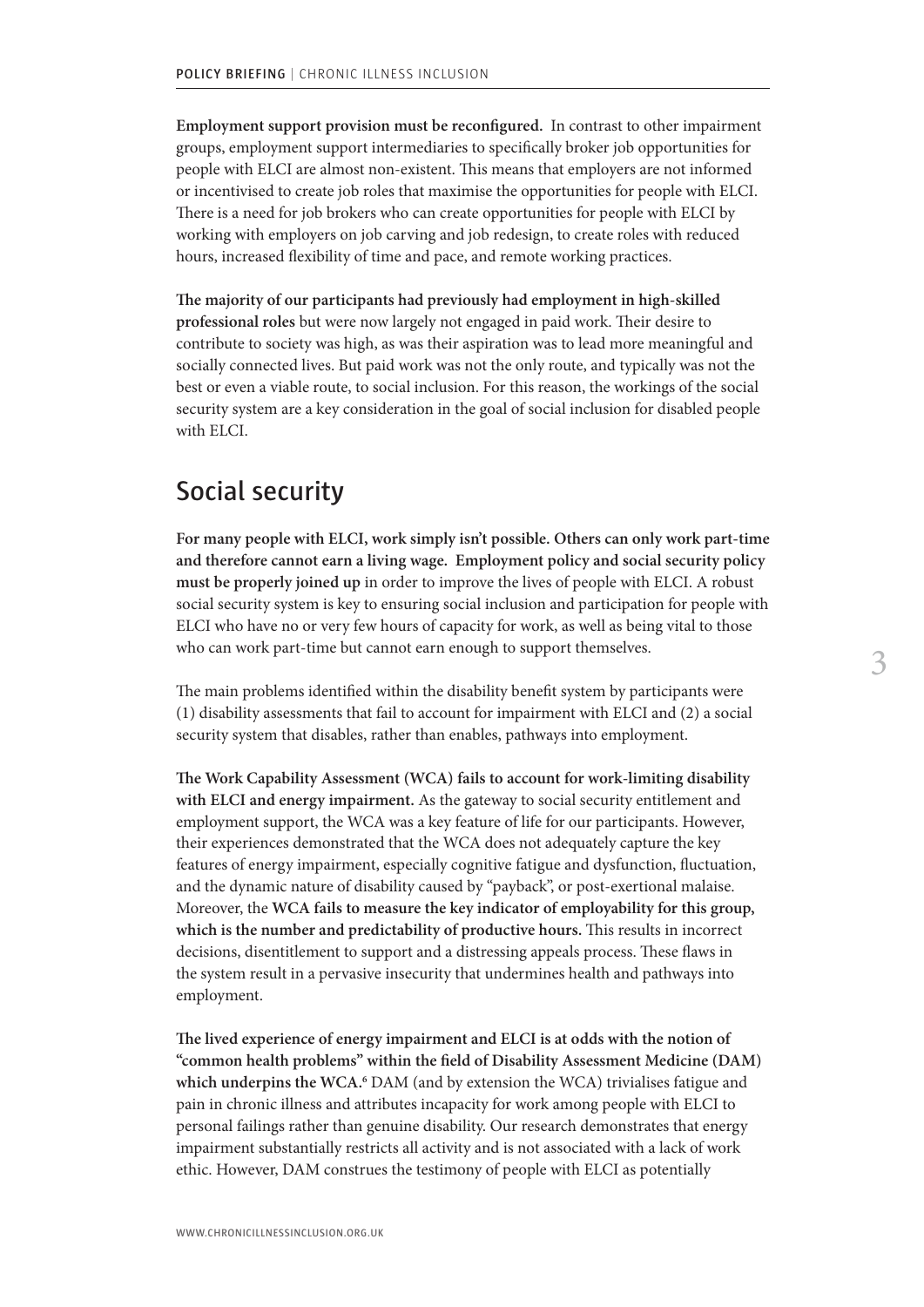**Employment support provision must be reconfigured.** In contrast to other impairment groups, employment support intermediaries to specifically broker job opportunities for people with ELCI are almost non-existent. This means that employers are not informed or incentivised to create job roles that maximise the opportunities for people with ELCI. There is a need for job brokers who can create opportunities for people with ELCI by working with employers on job carving and job redesign, to create roles with reduced hours, increased flexibility of time and pace, and remote working practices.

**The majority of our participants had previously had employment in high-skilled professional roles** but were now largely not engaged in paid work. Their desire to contribute to society was high, as was their aspiration was to lead more meaningful and socially connected lives. But paid work was not the only route, and typically was not the best or even a viable route, to social inclusion. For this reason, the workings of the social security system are a key consideration in the goal of social inclusion for disabled people with ELCI.

## Social security

**For many people with ELCI, work simply isn't possible. Others can only work part-time and therefore cannot earn a living wage. Employment policy and social security policy must be properly joined up** in order to improve the lives of people with ELCI. A robust social security system is key to ensuring social inclusion and participation for people with ELCI who have no or very few hours of capacity for work, as well as being vital to those who can work part-time but cannot earn enough to support themselves.

The main problems identified within the disability benefit system by participants were (1) disability assessments that fail to account for impairment with ELCI and (2) a social security system that disables, rather than enables, pathways into employment.

**The Work Capability Assessment (WCA) fails to account for work-limiting disability with ELCI and energy impairment.** As the gateway to social security entitlement and employment support, the WCA was a key feature of life for our participants. However, their experiences demonstrated that the WCA does not adequately capture the key features of energy impairment, especially cognitive fatigue and dysfunction, fluctuation, and the dynamic nature of disability caused by "payback", or post-exertional malaise. Moreover, the **WCA fails to measure the key indicator of employability for this group, which is the number and predictability of productive hours.** This results in incorrect decisions, disentitlement to support and a distressing appeals process. These flaws in the system result in a pervasive insecurity that undermines health and pathways into employment.

**The lived experience of energy impairment and ELCI is at odds with the notion of "common health problems" within the field of Disability Assessment Medicine (DAM) which underpins the WCA.**[6] DAM (and by extension the WCA) trivialises fatigue and pain in chronic illness and attributes incapacity for work among people with ELCI to personal failings rather than genuine disability. Our research demonstrates that energy impairment substantially restricts all activity and is not associated with a lack of work ethic. However, DAM construes the testimony of people with ELCI as potentially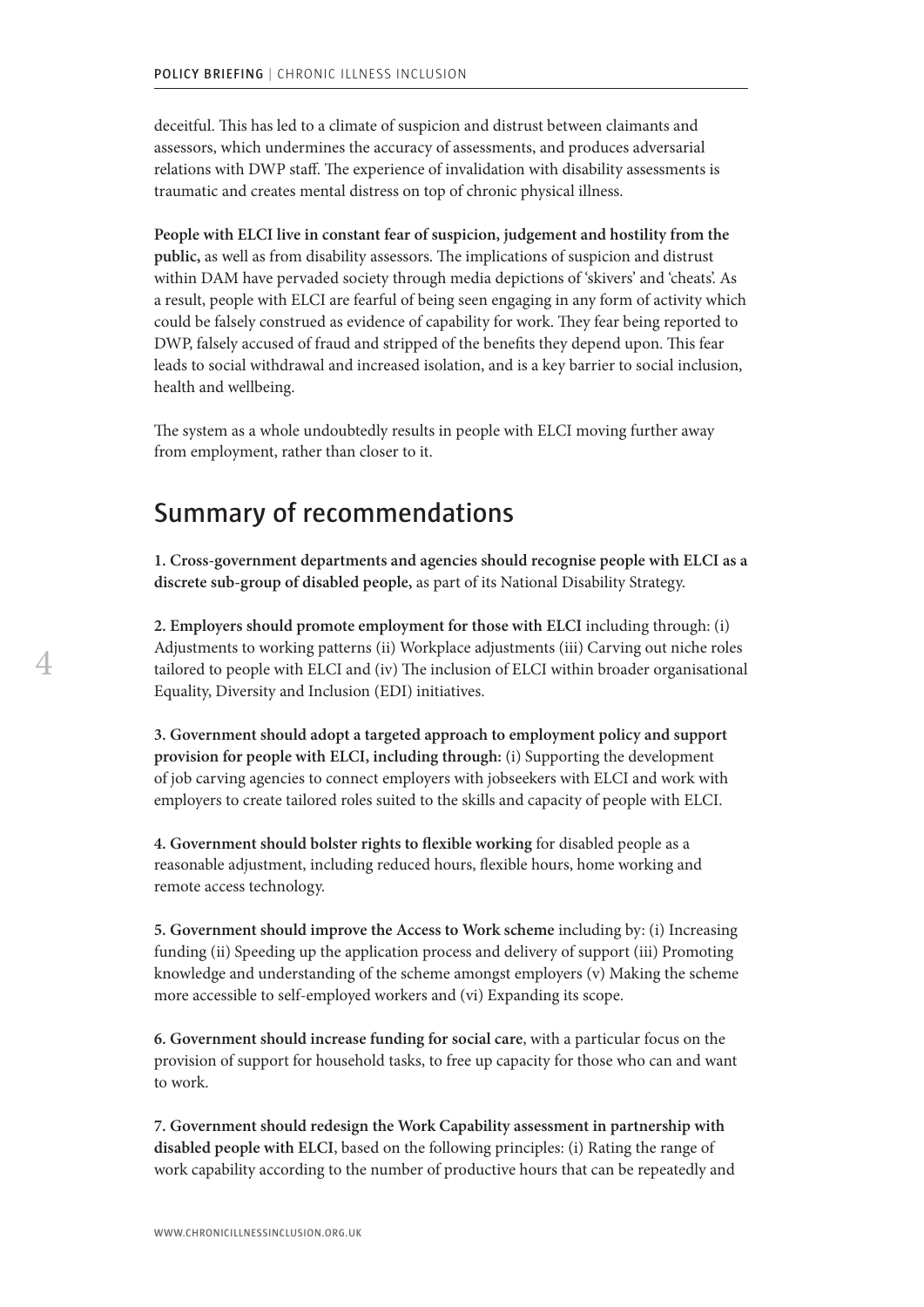deceitful. This has led to a climate of suspicion and distrust between claimants and assessors, which undermines the accuracy of assessments, and produces adversarial relations with DWP staff. The experience of invalidation with disability assessments is traumatic and creates mental distress on top of chronic physical illness.

**People with ELCI live in constant fear of suspicion, judgement and hostility from the public,** as well as from disability assessors. The implications of suspicion and distrust within DAM have pervaded society through media depictions of 'skivers' and 'cheats'. As a result, people with ELCI are fearful of being seen engaging in any form of activity which could be falsely construed as evidence of capability for work. They fear being reported to DWP, falsely accused of fraud and stripped of the benefits they depend upon. This fear leads to social withdrawal and increased isolation, and is a key barrier to social inclusion, health and wellbeing.

The system as a whole undoubtedly results in people with ELCI moving further away from employment, rather than closer to it.

## Summary of recommendations

**1. Cross-government departments and agencies should recognise people with ELCI as a discrete sub-group of disabled people,** as part of its National Disability Strategy.

**2. Employers should promote employment for those with ELCI** including through: (i) Adjustments to working patterns (ii) Workplace adjustments (iii) Carving out niche roles tailored to people with ELCI and (iv) The inclusion of ELCI within broader organisational Equality, Diversity and Inclusion (EDI) initiatives.

**3. Government should adopt a targeted approach to employment policy and support provision for people with ELCI, including through:** (i) Supporting the development of job carving agencies to connect employers with jobseekers with ELCI and work with employers to create tailored roles suited to the skills and capacity of people with ELCI.

**4. Government should bolster rights to flexible working** for disabled people as a reasonable adjustment, including reduced hours, flexible hours, home working and remote access technology.

**5. Government should improve the Access to Work scheme** including by: (i) Increasing funding (ii) Speeding up the application process and delivery of support (iii) Promoting knowledge and understanding of the scheme amongst employers (v) Making the scheme more accessible to self-employed workers and (vi) Expanding its scope.

**6. Government should increase funding for social care**, with a particular focus on the provision of support for household tasks, to free up capacity for those who can and want to work.

**7. Government should redesign the Work Capability assessment in partnership with disabled people with ELCI**, based on the following principles: (i) Rating the range of work capability according to the number of productive hours that can be repeatedly and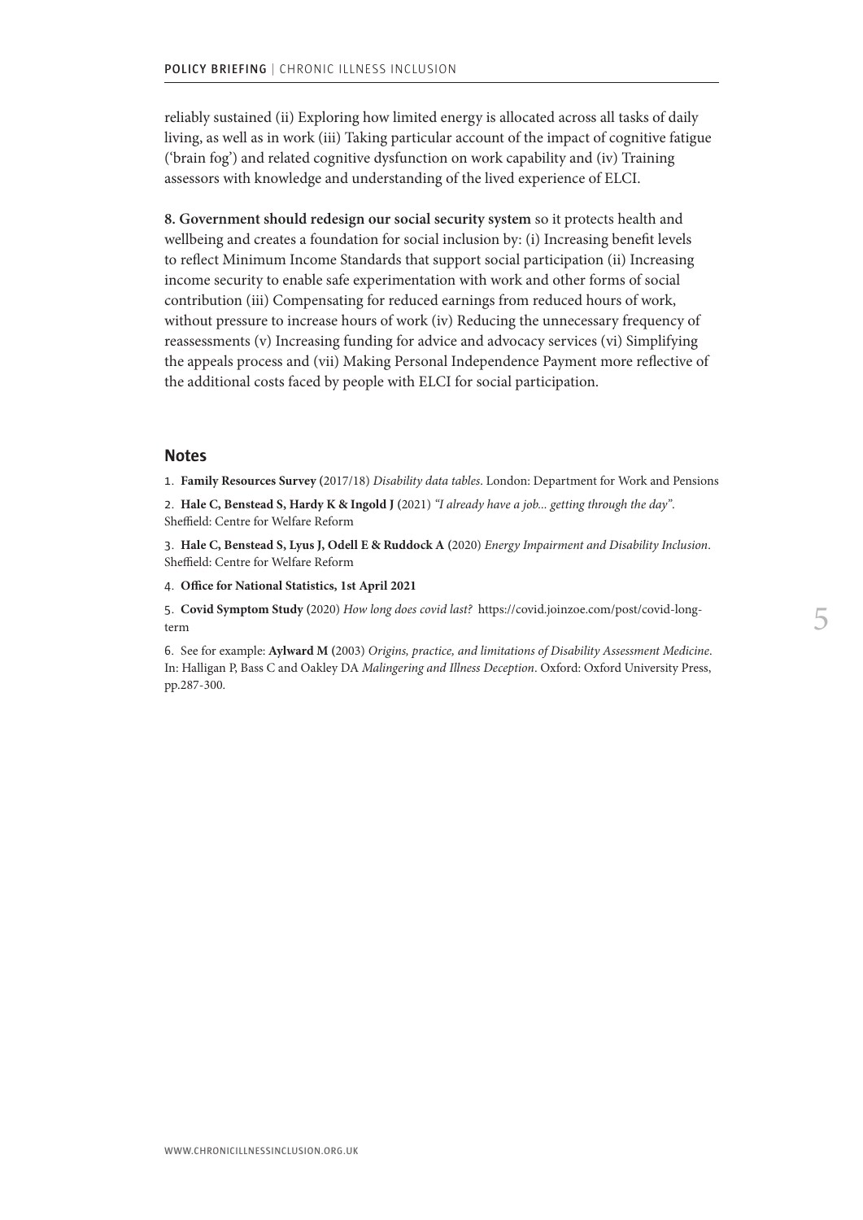reliably sustained (ii) Exploring how limited energy is allocated across all tasks of daily living, as well as in work (iii) Taking particular account of the impact of cognitive fatigue ('brain fog') and related cognitive dysfunction on work capability and (iv) Training assessors with knowledge and understanding of the lived experience of ELCI.

**8. Government should redesign our social security system** so it protects health and wellbeing and creates a foundation for social inclusion by: (i) Increasing benefit levels to reflect Minimum Income Standards that support social participation (ii) Increasing income security to enable safe experimentation with work and other forms of social contribution (iii) Compensating for reduced earnings from reduced hours of work, without pressure to increase hours of work (iv) Reducing the unnecessary frequency of reassessments (v) Increasing funding for advice and advocacy services (vi) Simplifying the appeals process and (vii) Making Personal Independence Payment more reflective of the additional costs faced by people with ELCI for social participation.

## Notes

1. **Family Resources Survey** (2017/18) *Disability data tables*. London: Department for Work and Pensions

2. **Hale C, Benstead S, Hardy K & Ingold J** (2021) *"I already have a job... getting through the day"*. Sheffield: Centre for Welfare Reform

3. **Hale C, Benstead S, Lyus J, Odell E & Ruddock A** (2020) *Energy Impairment and Disability Inclusion*. Sheffield: Centre for Welfare Reform

4. **Office for National Statistics, 1st April 2021**

5. **Covid Symptom Study** (2020) *How long does covid last?* https://covid.joinzoe.com/post/covid-long-term

6. See for example: **Aylward M** (2003) *Origins, practice, and limitations of Disability Assessment Medicine*. In: Halligan P, Bass C and Oakley DA *Malingering and Illness Deception*. Oxford: Oxford University Press, pp.287-300.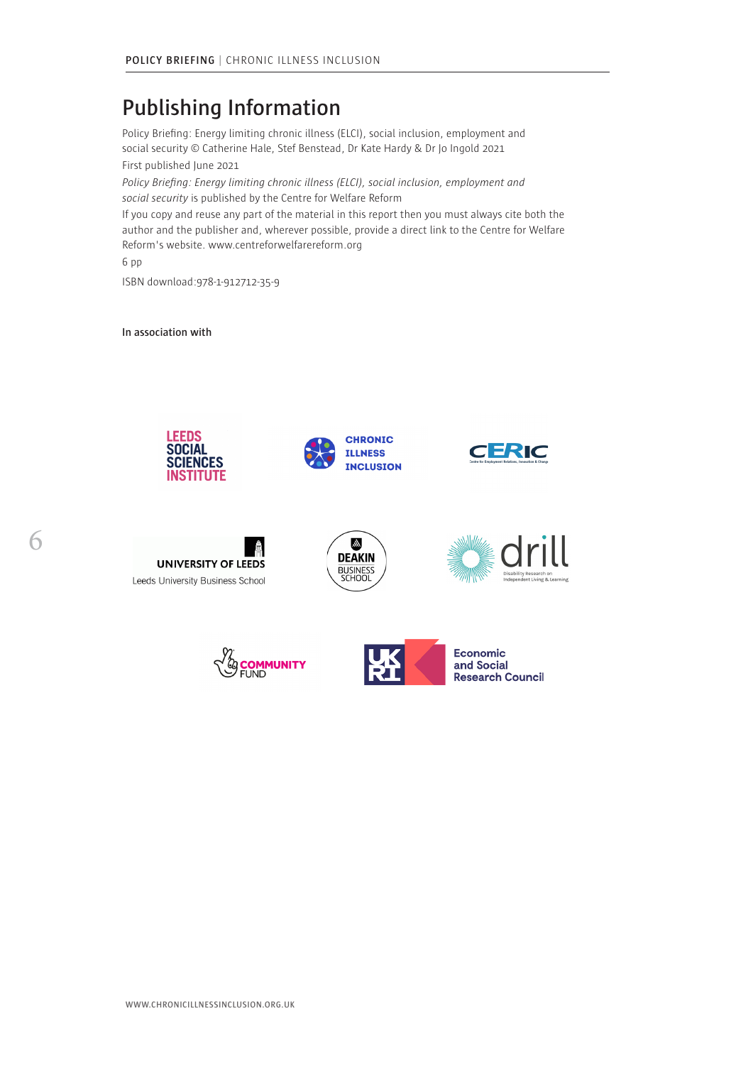# Publishing Information

Policy Briefing: Energy limiting chronic illness (ELCI), social inclusion, employment and social security © Catherine Hale, Stef Benstead, Dr Kate Hardy & Dr Jo Ingold 2021

First published June 2021

*Policy Briefing: Energy limiting chronic illness (ELCI), social inclusion, employment and social security* is published by the Centre for Welfare Reform

If you copy and reuse any part of the material in this report then you must always cite both the author and the publisher and, wherever possible, provide a direct link to the Centre for Welfare Reform's website. www.centreforwelfarereform.org

6 pp

ISBN download:978-1-912712-35-9

In association with

LEEDS SOCIAL SCIENCES INSTITUTE

CHRONIC ILLNESS INCLUSION

CERIC
Centre for Employment Relations, Innovation & Change

UNIVERSITY OF LEEDS
Leeds University Business School

DEAKIN BUSINESS SCHOOL

drill
Disability Research on Independent Living & Learning

COMMUNITY FUND

UKRI
Economic and Social Research Council